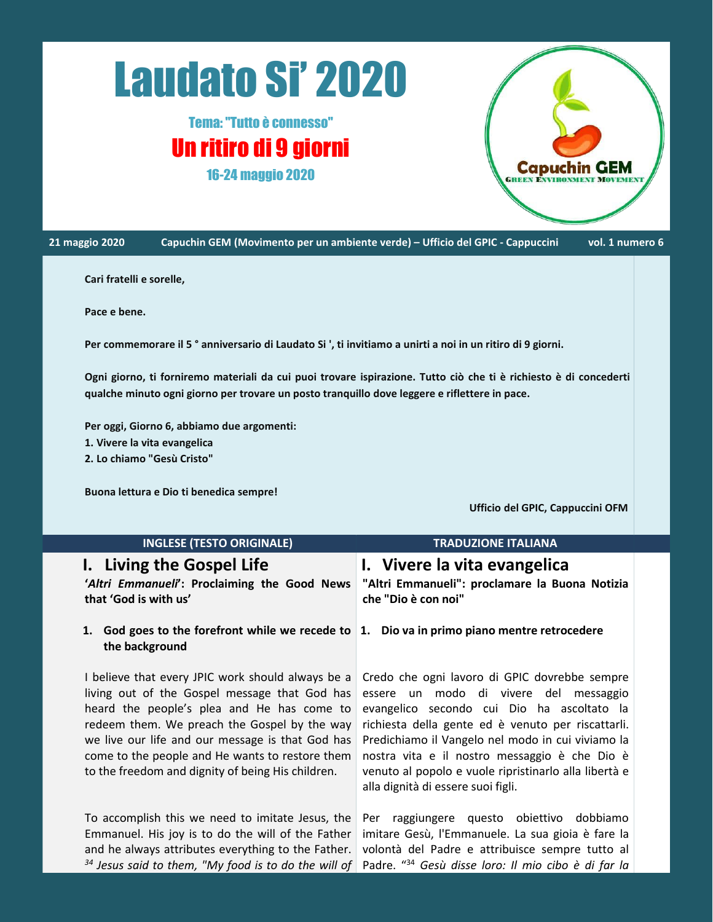# Laudato Si' 2020

Tema: "Tutto è connesso"

## Un ritiro di 9 giorni

16-24 maggio 2020

Capuchin GEM
GREEN ENVIRONMENT MOVEMENT

21 maggio 2020 | Capuchin GEM (Movimento per un ambiente verde) – Ufficio del GPIC - Cappuccini | vol. 1 numero 6

**Cari fratelli e sorelle,**

**Pace e bene.**

**Per commemorare il 5 ° anniversario di Laudato Si ', ti invitiamo a unirti a noi in un ritiro di 9 giorni.**

**Ogni giorno, ti forniremo materiali da cui puoi trovare ispirazione. Tutto ciò che ti è richiesto è di concederti qualche minuto ogni giorno per trovare un posto tranquillo dove leggere e riflettere in pace.**

**Per oggi, Giorno 6, abbiamo due argomenti:**
**1. Vivere la vita evangelica**
**2. Lo chiamo "Gesù Cristo"**

**Buona lettura e Dio ti benedica sempre!**

**Ufficio del GPIC, Cappuccini OFM**

| INGLESE (TESTO ORIGINALE) | TRADUZIONE ITALIANA |
|---|---|
| **I. Living the Gospel Life** | **I. Vivere la vita evangelica** |
| **'*Altri Emmanueli*': Proclaiming the Good News that 'God is with us'** | **"Altri Emmanueli": proclamare la Buona Notizia che "Dio è con noi"** |
| **1. God goes to the forefront while we recede to the background** | **1. Dio va in primo piano mentre retrocedere** |
| I believe that every JPIC work should always be a living out of the Gospel message that God has heard the people's plea and He has come to redeem them. We preach the Gospel by the way we live our life and our message is that God has come to the people and He wants to restore them to the freedom and dignity of being His children. | Credo che ogni lavoro di GPIC dovrebbe sempre essere un modo di vivere del messaggio evangelico secondo cui Dio ha ascoltato la richiesta della gente ed è venuto per riscattarli. Predichiamo il Vangelo nel modo in cui viviamo la nostra vita e il nostro messaggio è che Dio è venuto al popolo e vuole ripristinarlo alla libertà e alla dignità di essere suoi figli. |
| To accomplish this we need to imitate Jesus, the Emmanuel. His joy is to do the will of the Father and he always attributes everything to the Father. [34] *Jesus said to them, "My food is to do the will of* | Per raggiungere questo obiettivo dobbiamo imitare Gesù, l'Emmanuele. La sua gioia è fare la volontà del Padre e attribuisce sempre tutto al Padre. "[34] *Gesù disse loro: Il mio cibo è di far la* |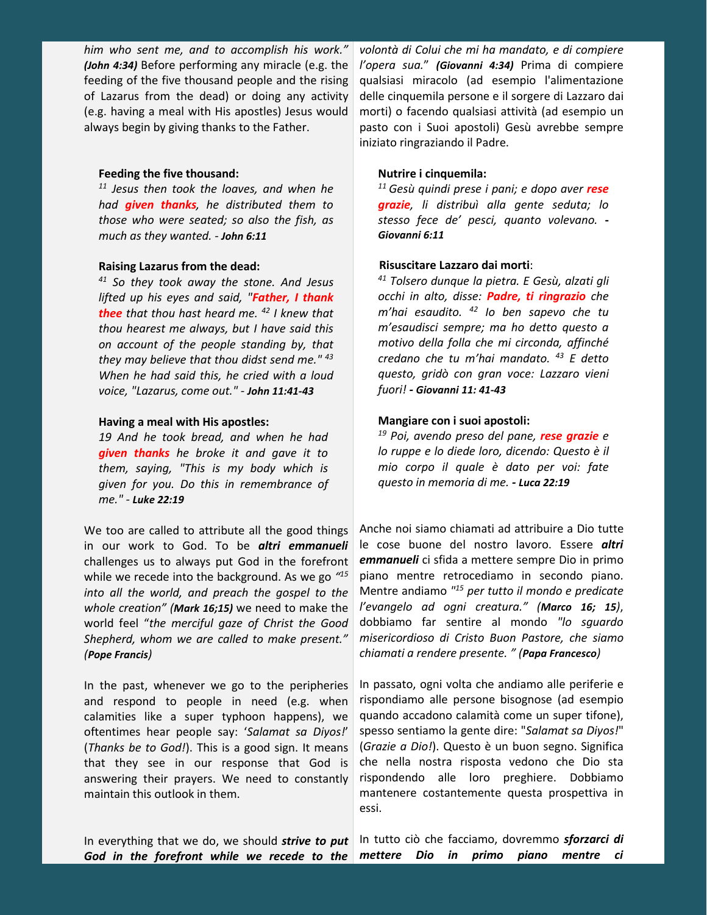*him who sent me, and to accomplish his work." **(John 4:34)*** Before performing any miracle (e.g. the feeding of the five thousand people and the rising of Lazarus from the dead) or doing any activity (e.g. having a meal with His apostles) Jesus would always begin by giving thanks to the Father.

**Feeding the five thousand:**

*[11] Jesus then took the loaves, and when he had **given thanks**, he distributed them to those who were seated; so also the fish, as much as they wanted. - **John 6:11***

**Raising Lazarus from the dead:**

*[41] So they took away the stone. And Jesus lifted up his eyes and said, "**Father, I thank thee** that thou hast heard me. [42] I knew that thou hearest me always, but I have said this on account of the people standing by, that they may believe that thou didst send me." [43] When he had said this, he cried with a loud voice, "Lazarus, come out." - **John 11:41-43***

**Having a meal with His apostles:**

*19 And he took bread, and when he had **given thanks** he broke it and gave it to them, saying, "This is my body which is given for you. Do this in remembrance of me." - **Luke 22:19***

We too are called to attribute all the good things in our work to God. To be ***altri emmanueli*** challenges us to always put God in the forefront while we recede into the background. As we go *"[15] into all the world, and preach the gospel to the whole creation" (**Mark 16;15**)* we need to make the world feel "*the merciful gaze of Christ the Good Shepherd, whom we are called to make present." **(Pope Francis)***

In the past, whenever we go to the peripheries and respond to people in need (e.g. when calamities like a super typhoon happens), we oftentimes hear people say: '*Salamat sa Diyos!*' (*Thanks be to God!*). This is a good sign. It means that they see in our response that God is answering their prayers. We need to constantly maintain this outlook in them.

In everything that we do, we should ***strive to put God in the forefront while we recede to the***

*volontà di Colui che mi ha mandato, e di compiere l'opera sua." **(Giovanni 4:34)*** Prima di compiere qualsiasi miracolo (ad esempio l'alimentazione delle cinquemila persone e il sorgere di Lazzaro dai morti) o facendo qualsiasi attività (ad esempio un pasto con i Suoi apostoli) Gesù avrebbe sempre iniziato ringraziando il Padre.

**Nutrire i cinquemila:**

*[11] Gesù quindi prese i pani; e dopo aver **rese grazie**, li distribuì alla gente seduta; lo stesso fece de' pesci, quanto volevano. **- Giovanni 6:11***

**Risuscitare Lazzaro dai morti**:

*[41] Tolsero dunque la pietra. E Gesù, alzati gli occhi in alto, disse: **Padre, ti ringrazio** che m'hai esaudito. [42] Io ben sapevo che tu m'esaudisci sempre; ma ho detto questo a motivo della folla che mi circonda, affinché credano che tu m'hai mandato. [43] E detto questo, gridò con gran voce: Lazzaro vieni fuori! **- Giovanni 11: 41-43***

**Mangiare con i suoi apostoli:**

*[19] Poi, avendo preso del pane, **rese grazie** e lo ruppe e lo diede loro, dicendo: Questo è il mio corpo il quale è dato per voi: fate questo in memoria di me. **- Luca 22:19***

Anche noi siamo chiamati ad attribuire a Dio tutte le cose buone del nostro lavoro. Essere ***altri emmanueli*** ci sfida a mettere sempre Dio in primo piano mentre retrocediamo in secondo piano. Mentre andiamo *"[15] per tutto il mondo e predicate l'evangelo ad ogni creatura." (**Marco 16; 15**)*, dobbiamo far sentire al mondo *"lo sguardo misericordioso di Cristo Buon Pastore, che siamo chiamati a rendere presente. " **(Papa Francesco)***

In passato, ogni volta che andiamo alle periferie e rispondiamo alle persone bisognose (ad esempio quando accadono calamità come un super tifone), spesso sentiamo la gente dire: "*Salamat sa Diyos!*" (*Grazie a Dio!*). Questo è un buon segno. Significa che nella nostra risposta vedono che Dio sta rispondendo alle loro preghiere. Dobbiamo mantenere costantemente questa prospettiva in essi.

In tutto ciò che facciamo, dovremmo ***sforzarci di mettere Dio in primo piano mentre ci***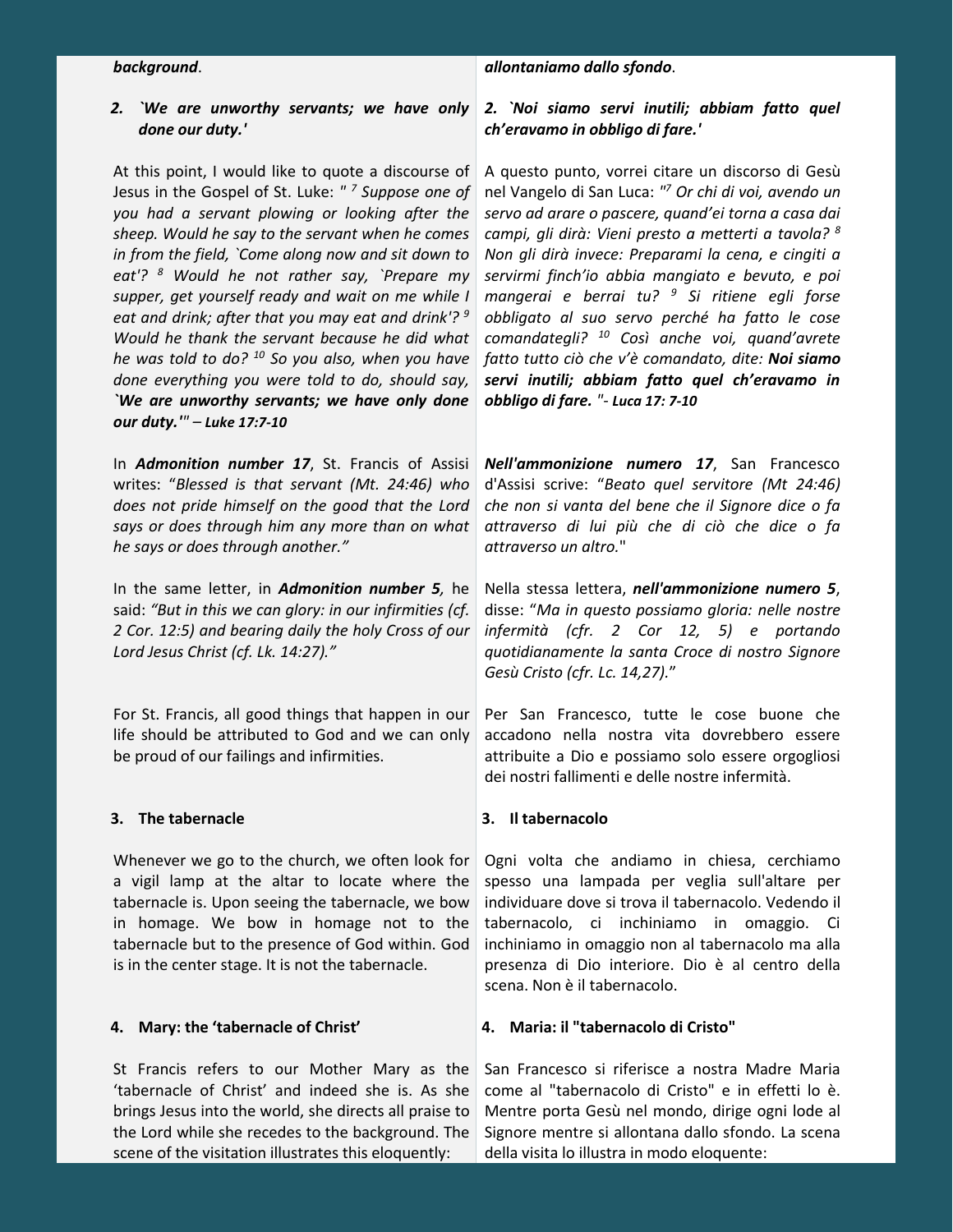***background***.

*allontaniamo dallo sfondo*.

## 2. *`We are unworthy servants; we have only done our duty.'*

At this point, I would like to quote a discourse of Jesus in the Gospel of St. Luke: " [7] *Suppose one of you had a servant plowing or looking after the sheep. Would he say to the servant when he comes in from the field, `Come along now and sit down to eat'? [8] Would he not rather say, `Prepare my supper, get yourself ready and wait on me while I eat and drink; after that you may eat and drink'? [9] Would he thank the servant because he did what he was told to do? [10] So you also, when you have done everything you were told to do, should say,* ***`We are unworthy servants; we have only done our duty.'"*** – ***Luke 17:7-10***

In ***Admonition number 17***, St. Francis of Assisi writes: "*Blessed is that servant (Mt. 24:46) who does not pride himself on the good that the Lord says or does through him any more than on what he says or does through another."*

In the same letter, in ***Admonition number 5***, he said: *"But in this we can glory: in our infirmities (cf. 2 Cor. 12:5) and bearing daily the holy Cross of our Lord Jesus Christ (cf. Lk. 14:27)."*

For St. Francis, all good things that happen in our life should be attributed to God and we can only be proud of our failings and infirmities.

## 3. The tabernacle

Whenever we go to the church, we often look for a vigil lamp at the altar to locate where the tabernacle is. Upon seeing the tabernacle, we bow in homage. We bow in homage not to the tabernacle but to the presence of God within. God is in the center stage. It is not the tabernacle.

## 4. Mary: the 'tabernacle of Christ'

St Francis refers to our Mother Mary as the 'tabernacle of Christ' and indeed she is. As she brings Jesus into the world, she directs all praise to the Lord while she recedes to the background. The scene of the visitation illustrates this eloquently:

---

## 2. *`Noi siamo servi inutili; abbiam fatto quel ch'eravamo in obbligo di fare.'*

A questo punto, vorrei citare un discorso di Gesù nel Vangelo di San Luca: "[7] *Or chi di voi, avendo un servo ad arare o pascere, quand'ei torna a casa dai campi, gli dirà: Vieni presto a metterti a tavola? [8] Non gli dirà invece: Preparami la cena, e cingiti a servirmi finch'io abbia mangiato e bevuto, e poi mangerai e berrai tu? [9] Si ritiene egli forse obbligato al suo servo perché ha fatto le cose comandategli? [10] Così anche voi, quand'avrete fatto tutto ciò che v'è comandato, dite:* ***Noi siamo servi inutili; abbiam fatto quel ch'eravamo in obbligo di fare.*** "- ***Luca 17: 7-10***

***Nell'ammonizione numero 17***, San Francesco d'Assisi scrive: "*Beato quel servitore (Mt 24:46) che non si vanta del bene che il Signore dice o fa attraverso di lui più che di ciò che dice o fa attraverso un altro.*"

Nella stessa lettera, ***nell'ammonizione numero 5***, disse: "*Ma in questo possiamo gloria: nelle nostre infermità (cfr. 2 Cor 12, 5) e portando quotidianamente la santa Croce di nostro Signore Gesù Cristo (cfr. Lc. 14,27).*"

Per San Francesco, tutte le cose buone che accadono nella nostra vita dovrebbero essere attribuite a Dio e possiamo solo essere orgogliosi dei nostri fallimenti e delle nostre infermità.

## 3. Il tabernacolo

Ogni volta che andiamo in chiesa, cerchiamo spesso una lampada per veglia sull'altare per individuare dove si trova il tabernacolo. Vedendo il tabernacolo, ci inchiniamo in omaggio. Ci inchiniamo in omaggio non al tabernacolo ma alla presenza di Dio interiore. Dio è al centro della scena. Non è il tabernacolo.

## 4. Maria: il "tabernacolo di Cristo"

San Francesco si riferisce a nostra Madre Maria come al "tabernacolo di Cristo" e in effetti lo è. Mentre porta Gesù nel mondo, dirige ogni lode al Signore mentre si allontana dallo sfondo. La scena della visita lo illustra in modo eloquente: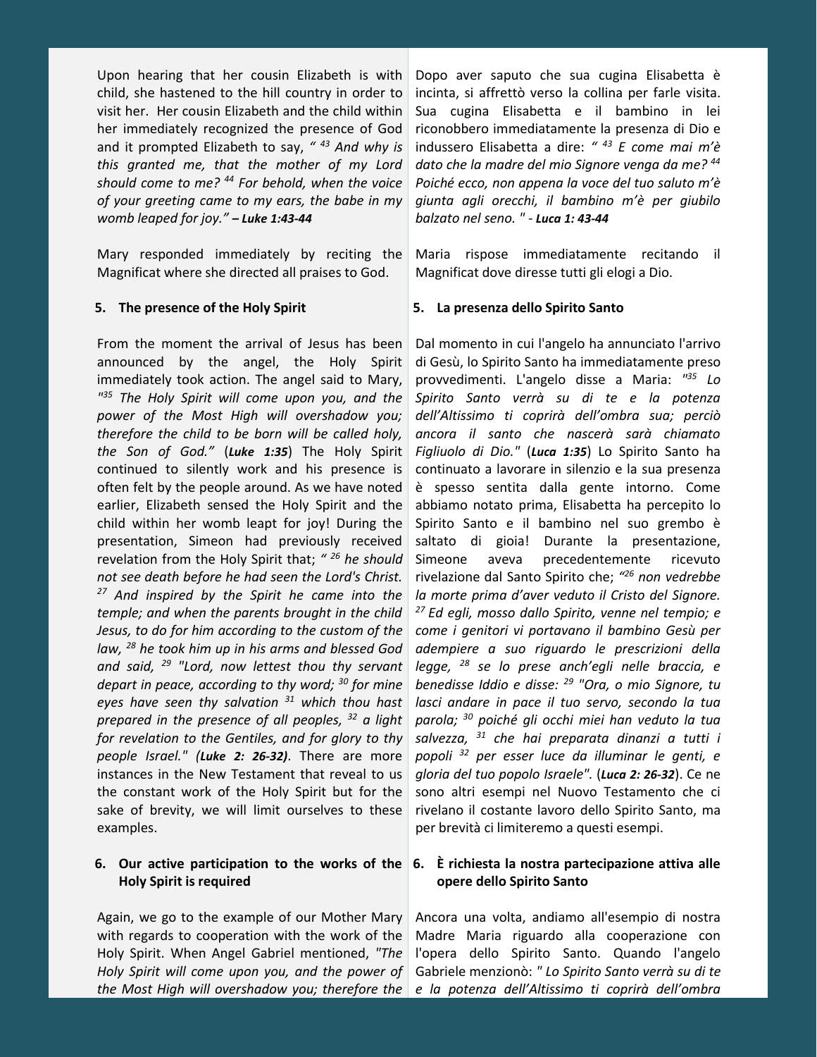Upon hearing that her cousin Elizabeth is with child, she hastened to the hill country in order to visit her. Her cousin Elizabeth and the child within her immediately recognized the presence of God and it prompted Elizabeth to say, *" [43] And why is this granted me, that the mother of my Lord should come to me? [44] For behold, when the voice of your greeting came to my ears, the babe in my womb leaped for joy."* ***– Luke 1:43-44***

Mary responded immediately by reciting the Magnificat where she directed all praises to God.

**5. The presence of the Holy Spirit**

From the moment the arrival of Jesus has been announced by the angel, the Holy Spirit immediately took action. The angel said to Mary, *"[35] The Holy Spirit will come upon you, and the power of the Most High will overshadow you; therefore the child to be born will be called holy, the Son of God."* (***Luke 1:35***) The Holy Spirit continued to silently work and his presence is often felt by the people around. As we have noted earlier, Elizabeth sensed the Holy Spirit and the child within her womb leapt for joy! During the presentation, Simeon had previously received revelation from the Holy Spirit that; *" [26] he should not see death before he had seen the Lord's Christ. [27] And inspired by the Spirit he came into the temple; and when the parents brought in the child Jesus, to do for him according to the custom of the law, [28] he took him up in his arms and blessed God and said, [29] "Lord, now lettest thou thy servant depart in peace, according to thy word; [30] for mine eyes have seen thy salvation [31] which thou hast prepared in the presence of all peoples, [32] a light for revelation to the Gentiles, and for glory to thy people Israel." (**Luke 2: 26-32)***. There are more instances in the New Testament that reveal to us the constant work of the Holy Spirit but for the sake of brevity, we will limit ourselves to these examples.

**6. Our active participation to the works of the Holy Spirit is required**

Again, we go to the example of our Mother Mary with regards to cooperation with the work of the Holy Spirit. When Angel Gabriel mentioned, *"The Holy Spirit will come upon you, and the power of the Most High will overshadow you; therefore the*

Dopo aver saputo che sua cugina Elisabetta è incinta, si affrettò verso la collina per farle visita. Sua cugina Elisabetta e il bambino in lei riconobbero immediatamente la presenza di Dio e indussero Elisabetta a dire: *" [43] E come mai m'è dato che la madre del mio Signore venga da me? [44] Poiché ecco, non appena la voce del tuo saluto m'è giunta agli orecchi, il bambino m'è per giubilo balzato nel seno. "* - ***Luca 1: 43-44***

Maria rispose immediatamente recitando il Magnificat dove diresse tutti gli elogi a Dio.

**5. La presenza dello Spirito Santo**

Dal momento in cui l'angelo ha annunciato l'arrivo di Gesù, lo Spirito Santo ha immediatamente preso provvedimenti. L'angelo disse a Maria: *"[35] Lo Spirito Santo verrà su di te e la potenza dell'Altissimo ti coprirà dell'ombra sua; perciò ancora il santo che nascerà sarà chiamato Figliuolo di Dio."* (***Luca 1:35***) Lo Spirito Santo ha continuato a lavorare in silenzio e la sua presenza è spesso sentita dalla gente intorno. Come abbiamo notato prima, Elisabetta ha percepito lo Spirito Santo e il bambino nel suo grembo è saltato di gioia! Durante la presentazione, Simeone aveva precedentemente ricevuto rivelazione dal Santo Spirito che; *"[26] non vedrebbe la morte prima d'aver veduto il Cristo del Signore. [27] Ed egli, mosso dallo Spirito, venne nel tempio; e come i genitori vi portavano il bambino Gesù per adempiere a suo riguardo le prescrizioni della legge, [28] se lo prese anch'egli nelle braccia, e benedisse Iddio e disse: [29] "Ora, o mio Signore, tu lasci andare in pace il tuo servo, secondo la tua parola; [30] poiché gli occhi miei han veduto la tua salvezza, [31] che hai preparata dinanzi a tutti i popoli [32] per esser luce da illuminar le genti, e gloria del tuo popolo Israele".* (***Luca 2: 26-32***). Ce ne sono altri esempi nel Nuovo Testamento che ci rivelano il costante lavoro dello Spirito Santo, ma per brevità ci limiteremo a questi esempi.

**6. È richiesta la nostra partecipazione attiva alle opere dello Spirito Santo**

Ancora una volta, andiamo all'esempio di nostra Madre Maria riguardo alla cooperazione con l'opera dello Spirito Santo. Quando l'angelo Gabriele menzionò: *" Lo Spirito Santo verrà su di te e la potenza dell'Altissimo ti coprirà dell'ombra*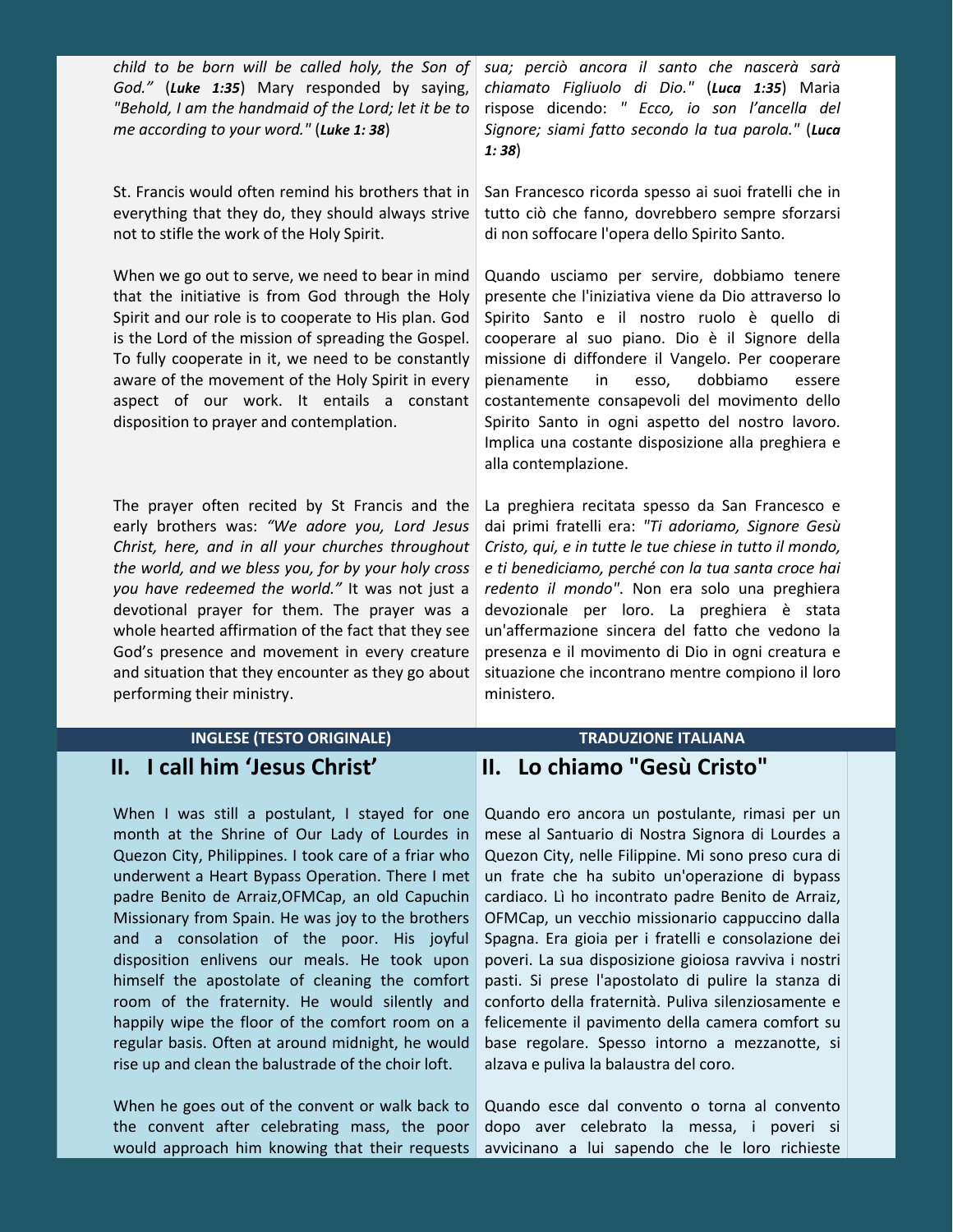| | |
|---|---|
| *child to be born will be called holy, the Son of God."* (***Luke 1:35***) Mary responded by saying, *"Behold, I am the handmaid of the Lord; let it be to me according to your word."* (***Luke 1: 38***) | *sua; perciò ancora il santo che nascerà sarà chiamato Figliuolo di Dio."* (***Luca 1:35***) Maria rispose dicendo: *" Ecco, io son l'ancella del Signore; siami fatto secondo la tua parola."* (***Luca 1: 38***) |
| St. Francis would often remind his brothers that in everything that they do, they should always strive not to stifle the work of the Holy Spirit. | San Francesco ricorda spesso ai suoi fratelli che in tutto ciò che fanno, dovrebbero sempre sforzarsi di non soffocare l'opera dello Spirito Santo. |
| When we go out to serve, we need to bear in mind that the initiative is from God through the Holy Spirit and our role is to cooperate to His plan. God is the Lord of the mission of spreading the Gospel. To fully cooperate in it, we need to be constantly aware of the movement of the Holy Spirit in every aspect of our work. It entails a constant disposition to prayer and contemplation. | Quando usciamo per servire, dobbiamo tenere presente che l'iniziativa viene da Dio attraverso lo Spirito Santo e il nostro ruolo è quello di cooperare al suo piano. Dio è il Signore della missione di diffondere il Vangelo. Per cooperare pienamente in esso, dobbiamo essere costantemente consapevoli del movimento dello Spirito Santo in ogni aspetto del nostro lavoro. Implica una costante disposizione alla preghiera e alla contemplazione. |
| The prayer often recited by St Francis and the early brothers was: *"We adore you, Lord Jesus Christ, here, and in all your churches throughout the world, and we bless you, for by your holy cross you have redeemed the world."* It was not just a devotional prayer for them. The prayer was a whole hearted affirmation of the fact that they see God's presence and movement in every creature and situation that they encounter as they go about performing their ministry. | La preghiera recitata spesso da San Francesco e dai primi fratelli era: *"Ti adoriamo, Signore Gesù Cristo, qui, e in tutte le tue chiese in tutto il mondo, e ti benediciamo, perché con la tua santa croce hai redento il mondo"*. Non era solo una preghiera devozionale per loro. La preghiera è stata un'affermazione sincera del fatto che vedono la presenza e il movimento di Dio in ogni creatura e situazione che incontrano mentre compiono il loro ministero. |

| INGLESE (TESTO ORIGINALE) | TRADUZIONE ITALIANA |
|---|---|
| **II. I call him 'Jesus Christ'** | **II. Lo chiamo "Gesù Cristo"** |
| When I was still a postulant, I stayed for one month at the Shrine of Our Lady of Lourdes in Quezon City, Philippines. I took care of a friar who underwent a Heart Bypass Operation. There I met padre Benito de Arraiz,OFMCap, an old Capuchin Missionary from Spain. He was joy to the brothers and a consolation of the poor. His joyful disposition enlivens our meals. He took upon himself the apostolate of cleaning the comfort room of the fraternity. He would silently and happily wipe the floor of the comfort room on a regular basis. Often at around midnight, he would rise up and clean the balustrade of the choir loft. | Quando ero ancora un postulante, rimasi per un mese al Santuario di Nostra Signora di Lourdes a Quezon City, nelle Filippine. Mi sono preso cura di un frate che ha subito un'operazione di bypass cardiaco. Lì ho incontrato padre Benito de Arraiz, OFMCap, un vecchio missionario cappuccino dalla Spagna. Era gioia per i fratelli e consolazione dei poveri. La sua disposizione gioiosa ravviva i nostri pasti. Si prese l'apostolato di pulire la stanza di conforto della fraternità. Puliva silenziosamente e felicemente il pavimento della camera comfort su base regolare. Spesso intorno a mezzanotte, si alzava e puliva la balaustra del coro. |
| When he goes out of the convent or walk back to the convent after celebrating mass, the poor would approach him knowing that their requests | Quando esce dal convento o torna al convento dopo aver celebrato la messa, i poveri si avvicinano a lui sapendo che le loro richieste |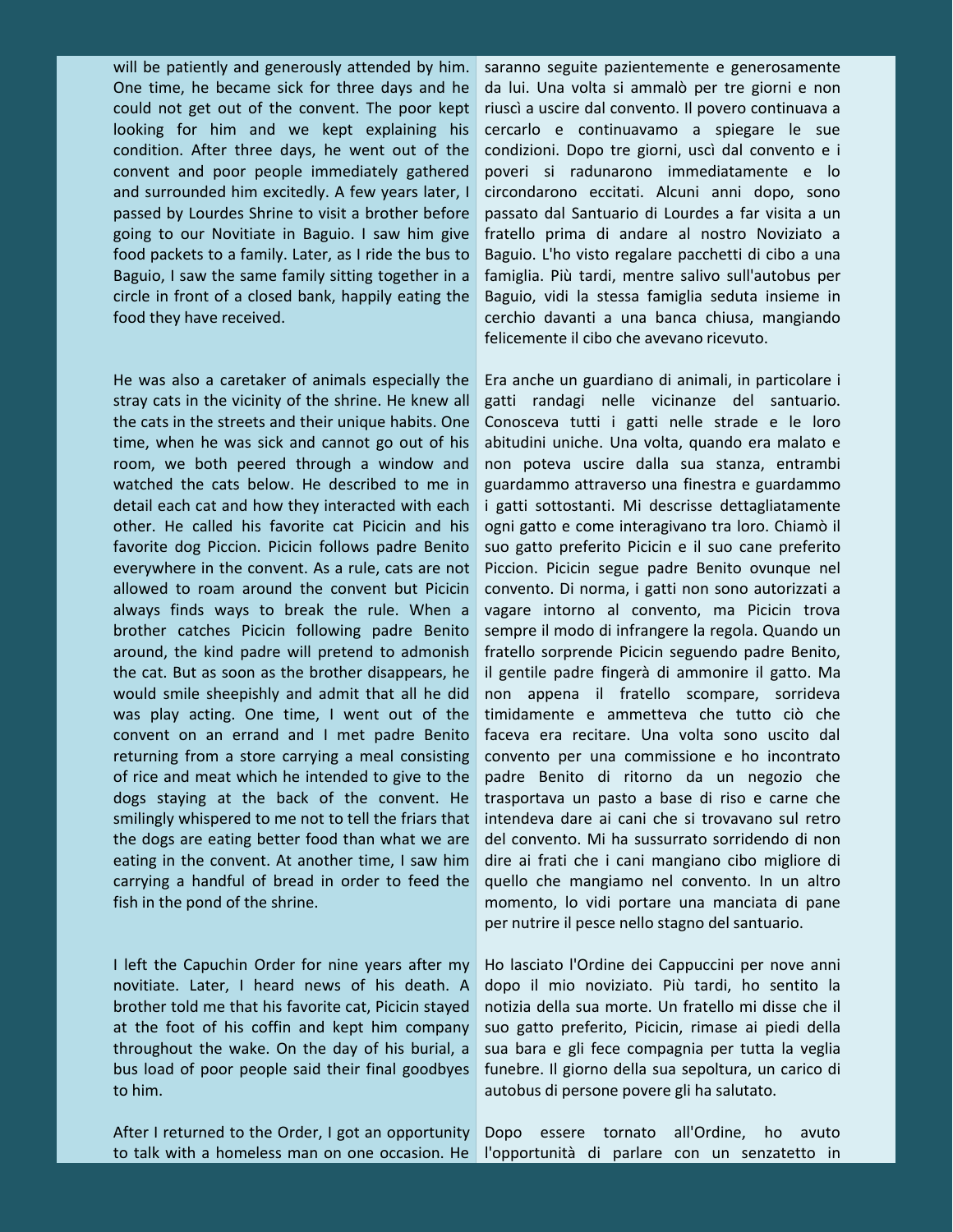will be patiently and generously attended by him. One time, he became sick for three days and he could not get out of the convent. The poor kept looking for him and we kept explaining his condition. After three days, he went out of the convent and poor people immediately gathered and surrounded him excitedly. A few years later, I passed by Lourdes Shrine to visit a brother before going to our Novitiate in Baguio. I saw him give food packets to a family. Later, as I ride the bus to Baguio, I saw the same family sitting together in a circle in front of a closed bank, happily eating the food they have received.

He was also a caretaker of animals especially the stray cats in the vicinity of the shrine. He knew all the cats in the streets and their unique habits. One time, when he was sick and cannot go out of his room, we both peered through a window and watched the cats below. He described to me in detail each cat and how they interacted with each other. He called his favorite cat Picicin and his favorite dog Piccion. Picicin follows padre Benito everywhere in the convent. As a rule, cats are not allowed to roam around the convent but Picicin always finds ways to break the rule. When a brother catches Picicin following padre Benito around, the kind padre will pretend to admonish the cat. But as soon as the brother disappears, he would smile sheepishly and admit that all he did was play acting. One time, I went out of the convent on an errand and I met padre Benito returning from a store carrying a meal consisting of rice and meat which he intended to give to the dogs staying at the back of the convent. He smilingly whispered to me not to tell the friars that the dogs are eating better food than what we are eating in the convent. At another time, I saw him carrying a handful of bread in order to feed the fish in the pond of the shrine.

I left the Capuchin Order for nine years after my novitiate. Later, I heard news of his death. A brother told me that his favorite cat, Picicin stayed at the foot of his coffin and kept him company throughout the wake. On the day of his burial, a bus load of poor people said their final goodbyes to him.

After I returned to the Order, I got an opportunity to talk with a homeless man on one occasion. He

saranno seguite pazientemente e generosamente da lui. Una volta si ammalò per tre giorni e non riuscì a uscire dal convento. Il povero continuava a cercarlo e continuavamo a spiegare le sue condizioni. Dopo tre giorni, uscì dal convento e i poveri si radunarono immediatamente e lo circondarono eccitati. Alcuni anni dopo, sono passato dal Santuario di Lourdes a far visita a un fratello prima di andare al nostro Noviziato a Baguio. L'ho visto regalare pacchetti di cibo a una famiglia. Più tardi, mentre salivo sull'autobus per Baguio, vidi la stessa famiglia seduta insieme in cerchio davanti a una banca chiusa, mangiando felicemente il cibo che avevano ricevuto.

Era anche un guardiano di animali, in particolare i gatti randagi nelle vicinanze del santuario. Conosceva tutti i gatti nelle strade e le loro abitudini uniche. Una volta, quando era malato e non poteva uscire dalla sua stanza, entrambi guardammo attraverso una finestra e guardammo i gatti sottostanti. Mi descrisse dettagliatamente ogni gatto e come interagivano tra loro. Chiamò il suo gatto preferito Picicin e il suo cane preferito Piccion. Picicin segue padre Benito ovunque nel convento. Di norma, i gatti non sono autorizzati a vagare intorno al convento, ma Picicin trova sempre il modo di infrangere la regola. Quando un fratello sorprende Picicin seguendo padre Benito, il gentile padre fingerà di ammonire il gatto. Ma non appena il fratello scompare, sorrideva timidamente e ammetteva che tutto ciò che faceva era recitare. Una volta sono uscito dal convento per una commissione e ho incontrato padre Benito di ritorno da un negozio che trasportava un pasto a base di riso e carne che intendeva dare ai cani che si trovavano sul retro del convento. Mi ha sussurrato sorridendo di non dire ai frati che i cani mangiano cibo migliore di quello che mangiamo nel convento. In un altro momento, lo vidi portare una manciata di pane per nutrire il pesce nello stagno del santuario.

Ho lasciato l'Ordine dei Cappuccini per nove anni dopo il mio noviziato. Più tardi, ho sentito la notizia della sua morte. Un fratello mi disse che il suo gatto preferito, Picicin, rimase ai piedi della sua bara e gli fece compagnia per tutta la veglia funebre. Il giorno della sua sepoltura, un carico di autobus di persone povere gli ha salutato.

Dopo essere tornato all'Ordine, ho avuto l'opportunità di parlare con un senzatetto in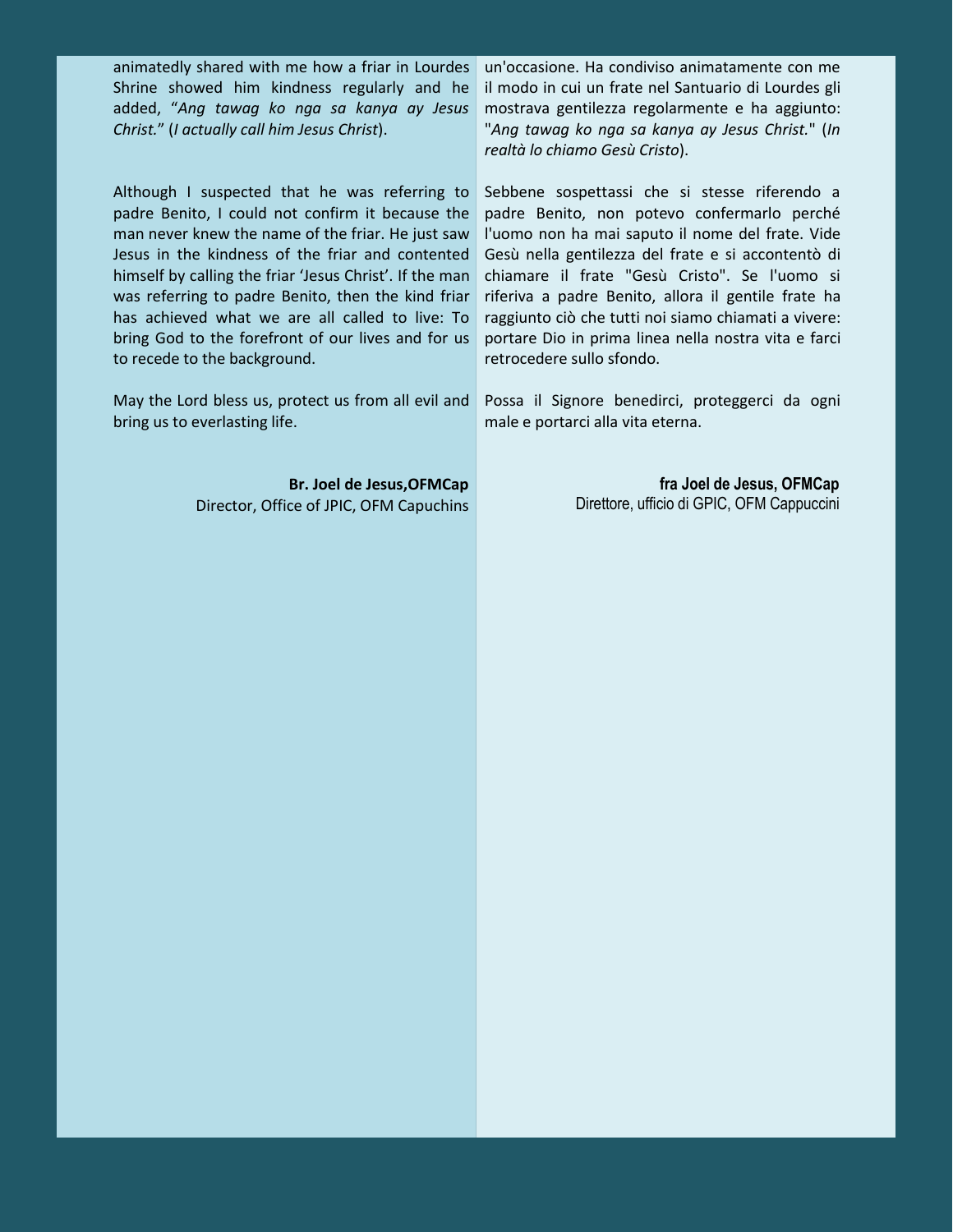animatedly shared with me how a friar in Lourdes Shrine showed him kindness regularly and he added, "*Ang tawag ko nga sa kanya ay Jesus Christ.*" (*I actually call him Jesus Christ*).

Although I suspected that he was referring to padre Benito, I could not confirm it because the man never knew the name of the friar. He just saw Jesus in the kindness of the friar and contented himself by calling the friar 'Jesus Christ'. If the man was referring to padre Benito, then the kind friar has achieved what we are all called to live: To bring God to the forefront of our lives and for us to recede to the background.

May the Lord bless us, protect us from all evil and bring us to everlasting life.

**Br. Joel de Jesus,OFMCap**
Director, Office of JPIC, OFM Capuchins

un'occasione. Ha condiviso animatamente con me il modo in cui un frate nel Santuario di Lourdes gli mostrava gentilezza regolarmente e ha aggiunto: "*Ang tawag ko nga sa kanya ay Jesus Christ.*" (*In realtà lo chiamo Gesù Cristo*).

Sebbene sospettassi che si stesse riferendo a padre Benito, non potevo confermarlo perché l'uomo non ha mai saputo il nome del frate. Vide Gesù nella gentilezza del frate e si accontentò di chiamare il frate "Gesù Cristo". Se l'uomo si riferiva a padre Benito, allora il gentile frate ha raggiunto ciò che tutti noi siamo chiamati a vivere: portare Dio in prima linea nella nostra vita e farci retrocedere sullo sfondo.

Possa il Signore benedirci, proteggerci da ogni male e portarci alla vita eterna.

**fra Joel de Jesus, OFMCap**
Direttore, ufficio di GPIC, OFM Cappuccini